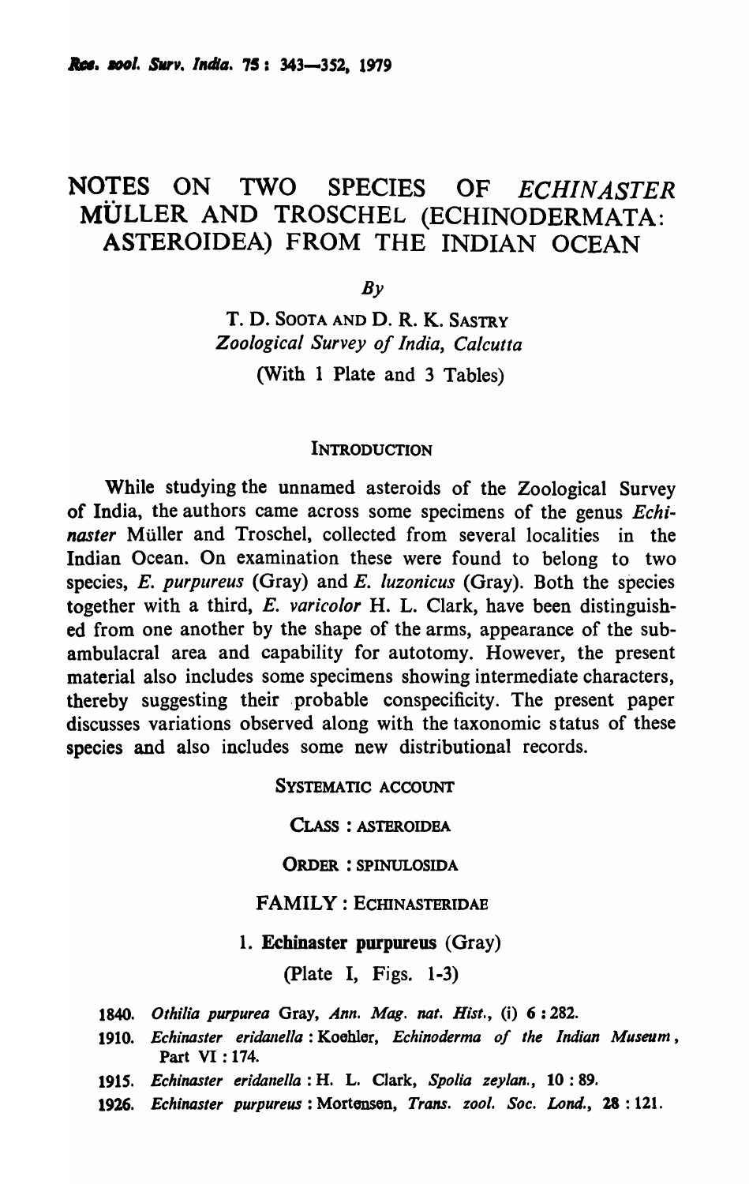# NOTES ON TWO SPECIES OF *ECHINASTER* MÜLLER AND TROSCHEL (ECHINODERMATA: ASTEROIDEA) FROM THE INDIAN OCEAN

*By*

T. D. SOOTA AND D. R. K. SASTRY
*Zoological Survey of India, Calcutta*

(With 1 Plate and 3 Tables)

## INTRODUCTION

While studying the unnamed asteroids of the Zoological Survey of India, the authors came across some specimens of the genus *Echinaster* Müller and Troschel, collected from several localities in the Indian Ocean. On examination these were found to belong to two species, *E. purpureus* (Gray) and *E. luzonicus* (Gray). Both the species together with a third, *E. varicolor* H. L. Clark, have been distinguished from one another by the shape of the arms, appearance of the subambulacral area and capability for autotomy. However, the present material also includes some specimens showing intermediate characters, thereby suggesting their probable conspecificity. The present paper discusses variations observed along with the taxonomic status of these species and also includes some new distributional records.

## SYSTEMATIC ACCOUNT

### CLASS : ASTEROIDEA

### ORDER : SPINULOSIDA

### FAMILY : ECHINASTERIDAE

### 1. **Echinaster purpureus** (Gray)

(Plate I, Figs. 1-3)

**1840.** *Othilia purpurea* Gray, *Ann. Mag. nat. Hist.*, (i) **6** : 282.

**1910.** *Echinaster eridanella* : Koehler, *Echinoderma of the Indian Museum*, Part VI : 174.

**1915.** *Echinaster eridanella* : H. L. Clark, *Spolia zeylan.*, **10** : 89.

**1926.** *Echinaster purpureus* : Mortensen, *Trans. zool. Soc. Lond.*, **28** : 121.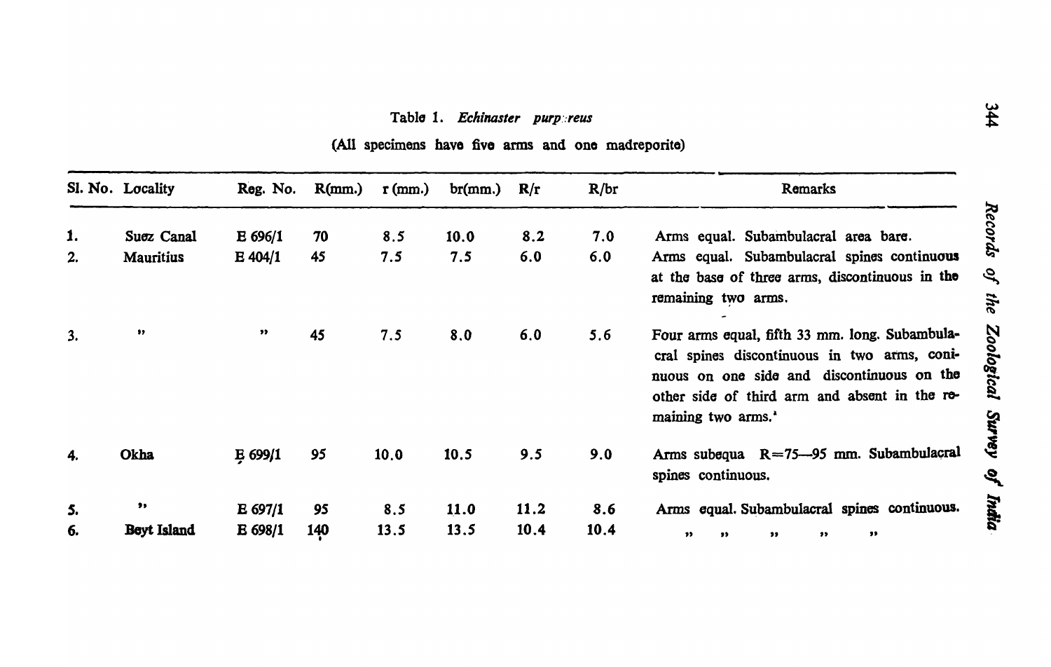Table 1. *Echinaster purpureus*

(All specimens have five arms and one madreporite)

| Sl. No. | Locality | Reg. No. | R(mm.) | r (mm.) | br(mm.) | R/r | R/br | Remarks |
|---|---|---|---|---|---|---|---|---|
| 1. | Suez Canal | E 696/1 | 70 | 8.5 | 10.0 | 8.2 | 7.0 | Arms equal. Subambulacral area bare. |
| 2. | Mauritius | E 404/1 | 45 | 7.5 | 7.5 | 6.0 | 6.0 | Arms equal. Subambulacral spines continuous at the base of three arms, discontinuous in the remaining two arms. |
| 3. | " | " | 45 | 7.5 | 8.0 | 6.0 | 5.6 | Four arms equal, fifth 33 mm. long. Subambulacral spines discontinuous in two arms, coninuous on one side and discontinuous on the other side of third arm and absent in the remaining two arms.' |
| 4. | Okha | E 699/1 | 95 | 10.0 | 10.5 | 9.5 | 9.0 | Arms subequa R=75—95 mm. Subambulacral spines continuous. |
| 5. | " | E 697/1 | 95 | 8.5 | 11.0 | 11.2 | 8.6 | Arms equal. Subambulacral spines continuous. |
| 6. | Beyt Island | E 698/1 | 140 | 13.5 | 13.5 | 10.4 | 10.4 | " " " " " |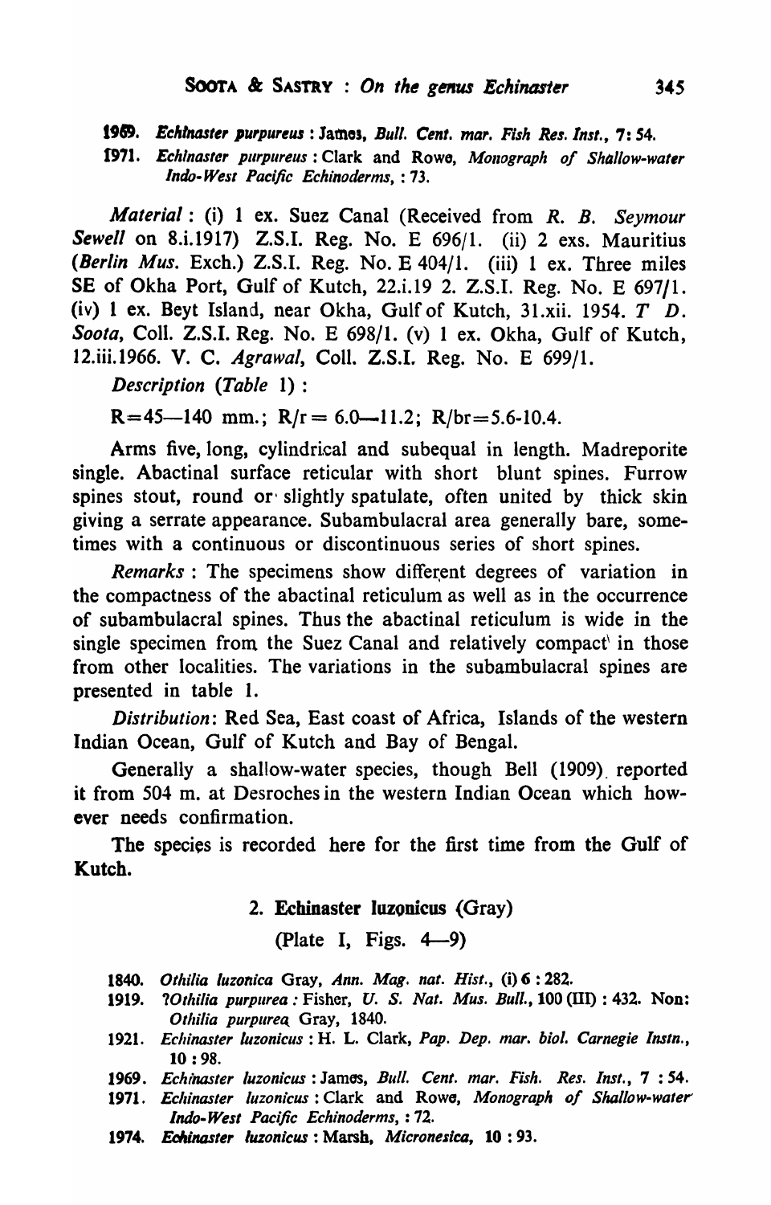1969. *Echinaster purpureus* : James, *Bull. Cent. mar. Fish Res. Inst.*, 7: 54.

1971. *Echinaster purpureus* : Clark and Rowe, *Monograph of Shallow-water Indo-West Pacific Echinoderms*, : 73.

*Material* : (i) 1 ex. Suez Canal (Received from *R. B. Seymour Sewell* on 8.i.1917) Z.S.I. Reg. No. E 696/1. (ii) 2 exs. Mauritius (*Berlin Mus.* Exch.) Z.S.I. Reg. No. E 404/1. (iii) 1 ex. Three miles SE of Okha Port, Gulf of Kutch, 22.i.19 2. Z.S.I. Reg. No. E 697/1. (iv) 1 ex. Beyt Island, near Okha, Gulf of Kutch, 31.xii. 1954. *T D. Soota*, Coll. Z.S.I. Reg. No. E 698/1. (v) 1 ex. Okha, Gulf of Kutch, 12.iii.1966. V. C. *Agrawal*, Coll. Z.S.I. Reg. No. E 699/1.

*Description* (*Table* 1) :

R=45—140 mm.; R/r = 6.0—11.2; R/br=5.6-10.4.

Arms five, long, cylindrical and subequal in length. Madreporite single. Abactinal surface reticular with short blunt spines. Furrow spines stout, round or slightly spatulate, often united by thick skin giving a serrate appearance. Subambulacral area generally bare, sometimes with a continuous or discontinuous series of short spines.

*Remarks* : The specimens show different degrees of variation in the compactness of the abactinal reticulum as well as in the occurrence of subambulacral spines. Thus the abactinal reticulum is wide in the single specimen from the Suez Canal and relatively compact in those from other localities. The variations in the subambulacral spines are presented in table 1.

*Distribution*: Red Sea, East coast of Africa, Islands of the western Indian Ocean, Gulf of Kutch and Bay of Bengal.

Generally a shallow-water species, though Bell (1909) reported it from 504 m. at Desroches in the western Indian Ocean which however needs confirmation.

The species is recorded here for the first time from the Gulf of Kutch.

## 2. Echinaster luzonicus (Gray)

(Plate I, Figs. 4—9)

1840. *Othilia luzonica* Gray, *Ann. Mag. nat. Hist.*, (i) 6 : 282.

1919. ?*Othilia purpurea* : Fisher, *U. S. Nat. Mus. Bull.*, 100 (III) : 432. Non: *Othilia purpurea* Gray, 1840.

1921. *Echinaster luzonicus* : H. L. Clark, *Pap. Dep. mar. biol. Carnegie Instn.*, 10 : 98.

1969. *Echinaster luzonicus* : James, *Bull. Cent. mar. Fish. Res. Inst.*, 7 : 54.

1971. *Echinaster luzonicus* : Clark and Rowe, *Monograph of Shallow-water Indo-West Pacific Echinoderms*, : 72.

1974. *Echinaster luzonicus* : Marsh, *Micronesica*, 10 : 93.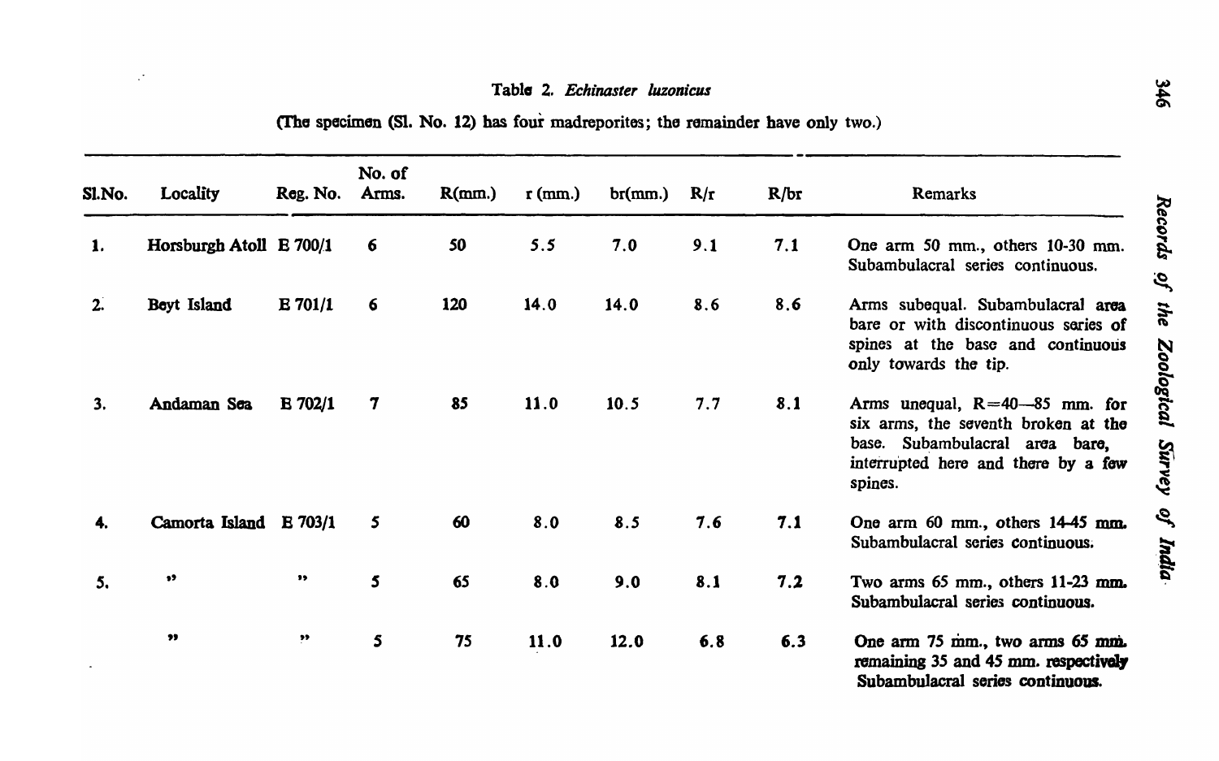Table 2. *Echinaster luzonicus*

(The specimen (Sl. No. 12) has four madreporites; the remainder have only two.)

| Sl.No. | Locality | Reg. No. | No. of Arms. | R(mm.) | r (mm.) | br(mm.) | R/r | R/br | Remarks |
|---|---|---|---|---|---|---|---|---|---|
| 1. | Horsburgh Atoll | E 700/1 | 6 | 50 | 5.5 | 7.0 | 9.1 | 7.1 | One arm 50 mm., others 10-30 mm. Subambulacral series continuous. |
| 2. | Beyt Island | E 701/1 | 6 | 120 | 14.0 | 14.0 | 8.6 | 8.6 | Arms subequal. Subambulacral area bare or with discontinuous series of spines at the base and continuous only towards the tip. |
| 3. | Andaman Sea | E 702/1 | 7 | 85 | 11.0 | 10.5 | 7.7 | 8.1 | Arms unequal, R=40—85 mm. for six arms, the seventh broken at the base. Subambulacral area bare, interrupted here and there by a few spines. |
| 4. | Camorta Island | E 703/1 | 5 | 60 | 8.0 | 8.5 | 7.6 | 7.1 | One arm 60 mm., others 14-45 mm. Subambulacral series continuous. |
| 5. | " | " | 5 | 65 | 8.0 | 9.0 | 8.1 | 7.2 | Two arms 65 mm., others 11-23 mm. Subambulacral series continuous. |
| | " | " | 5 | 75 | 11.0 | 12.0 | 6.8 | 6.3 | One arm 75 mm., two arms 65 mm. remaining 35 and 45 mm. respectively Subambulacral series continuous. |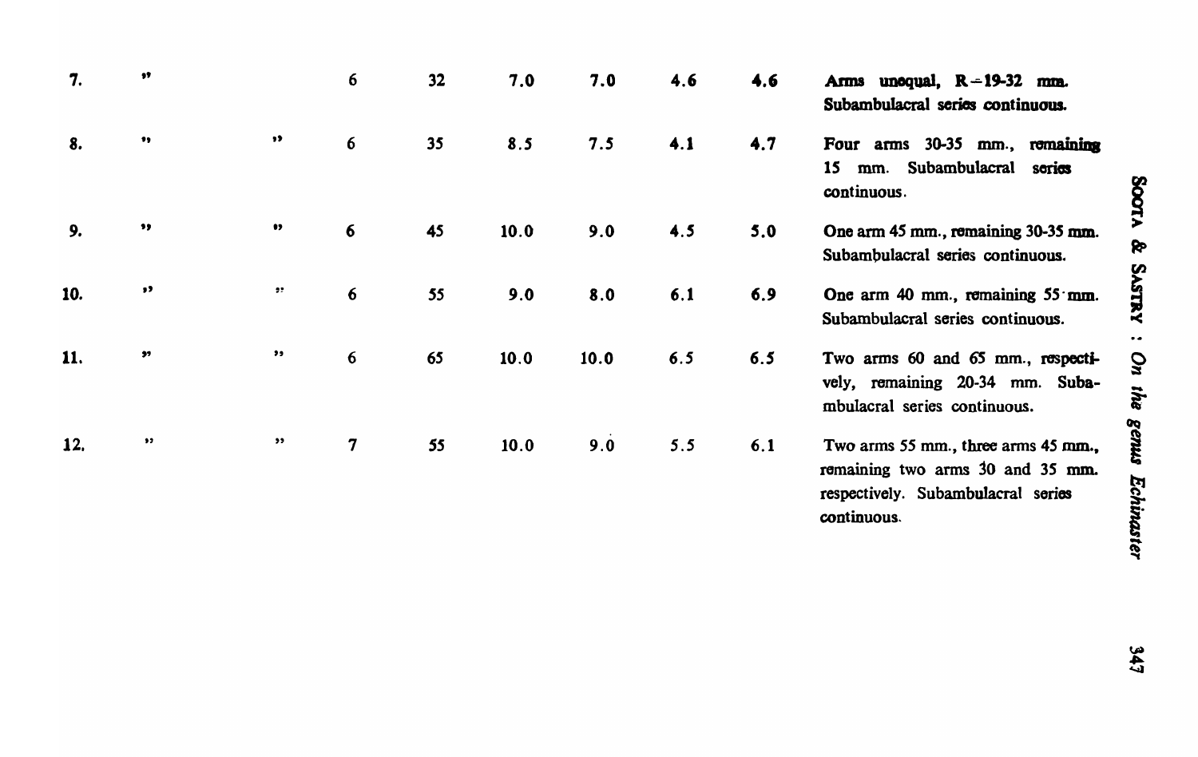| | | | | | | | | | |
|---|---|---|---|---|---|---|---|---|---|
| 7. | " | | 6 | 32 | 7.0 | 7.0 | 4.6 | 4.6 | Arms unequal, R = 19-32 mm. Subambulacral series continuous. |
| 8. | " | " | 6 | 35 | 8.5 | 7.5 | 4.1 | 4.7 | Four arms 30-35 mm., remaining 15 mm. Subambulacral series continuous. |
| 9. | " | " | 6 | 45 | 10.0 | 9.0 | 4.5 | 5.0 | One arm 45 mm., remaining 30-35 mm. Subambulacral series continuous. |
| 10. | " | " | 6 | 55 | 9.0 | 8.0 | 6.1 | 6.9 | One arm 40 mm., remaining 55 mm. Subambulacral series continuous. |
| 11. | " | " | 6 | 65 | 10.0 | 10.0 | 6.5 | 6.5 | Two arms 60 and 65 mm., respectively, remaining 20-34 mm. Subambulacral series continuous. |
| 12. | " | " | 7 | 55 | 10.0 | 9.0 | 5.5 | 6.1 | Two arms 55 mm., three arms 45 mm., remaining two arms 30 and 35 mm. respectively. Subambulacral series continuous. |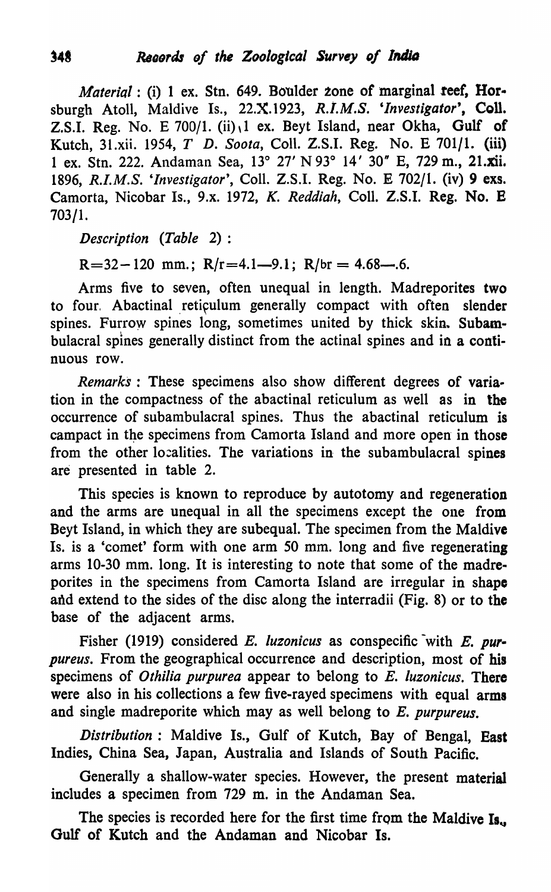*Material* : (i) 1 ex. Stn. 649. Boulder zone of marginal reef, Horsburgh Atoll, Maldive Is., 22.X.1923, *R.I.M.S. 'Investigator'*, Coll. Z.S.I. Reg. No. E 700/1. (ii) 1 ex. Beyt Island, near Okha, Gulf of Kutch, 31.xii. 1954, *T D. Soota*, Coll. Z.S.I. Reg. No. E 701/1. (iii) 1 ex. Stn. 222. Andaman Sea, 13° 27′ N 93° 14′ 30″ E, 729 m., 21.xii. 1896, *R.I.M.S. 'Investigator'*, Coll. Z.S.I. Reg. No. E 702/1. (iv) 9 exs. Camorta, Nicobar Is., 9.x. 1972, *K. Reddiah*, Coll. Z.S.I. Reg. No. E 703/1.

*Description (Table 2)* :

R=32–120 mm.; R/r=4.1—9.1; R/br = 4.68—.6.

Arms five to seven, often unequal in length. Madreporites two to four. Abactinal reticulum generally compact with often slender spines. Furrow spines long, sometimes united by thick skin. Subambulacral spines generally distinct from the actinal spines and in a continuous row.

*Remarks* : These specimens also show different degrees of variation in the compactness of the abactinal reticulum as well as in the occurrence of subambulacral spines. Thus the abactinal reticulum is campact in the specimens from Camorta Island and more open in those from the other localities. The variations in the subambulacral spines are presented in table 2.

This species is known to reproduce by autotomy and regeneration and the arms are unequal in all the specimens except the one from Beyt Island, in which they are subequal. The specimen from the Maldive Is. is a 'comet' form with one arm 50 mm. long and five regenerating arms 10-30 mm. long. It is interesting to note that some of the madreporites in the specimens from Camorta Island are irregular in shape and extend to the sides of the disc along the interradii (Fig. 8) or to the base of the adjacent arms.

Fisher (1919) considered *E. luzonicus* as conspecific with *E. purpureus*. From the geographical occurrence and description, most of his specimens of *Othilia purpurea* appear to belong to *E. luzonicus*. There were also in his collections a few five-rayed specimens with equal arms and single madreporite which may as well belong to *E. purpureus*.

*Distribution* : Maldive Is., Gulf of Kutch, Bay of Bengal, East Indies, China Sea, Japan, Australia and Islands of South Pacific.

Generally a shallow-water species. However, the present material includes a specimen from 729 m. in the Andaman Sea.

The species is recorded here for the first time from the Maldive Is., Gulf of Kutch and the Andaman and Nicobar Is.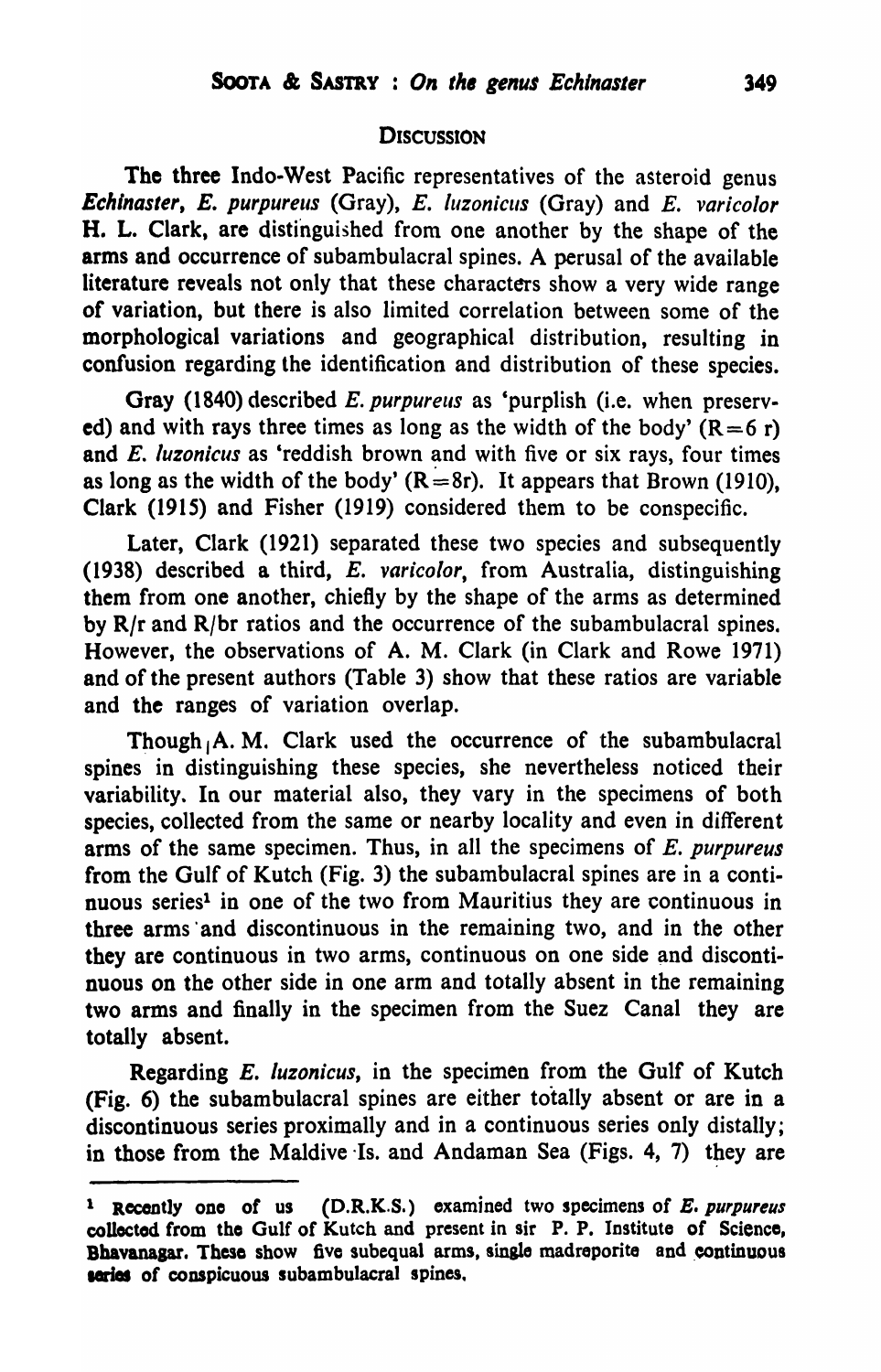## Discussion

The three Indo-West Pacific representatives of the asteroid genus *Echinaster*, *E. purpureus* (Gray), *E. luzonicus* (Gray) and *E. varicolor* H. L. Clark, are distinguished from one another by the shape of the arms and occurrence of subambulacral spines. A perusal of the available literature reveals not only that these characters show a very wide range of variation, but there is also limited correlation between some of the morphological variations and geographical distribution, resulting in confusion regarding the identification and distribution of these species.

Gray (1840) described *E. purpureus* as 'purplish (i.e. when preserved) and with rays three times as long as the width of the body' ($R = 6\ r$) and *E. luzonicus* as 'reddish brown and with five or six rays, four times as long as the width of the body' ($R = 8r$). It appears that Brown (1910), Clark (1915) and Fisher (1919) considered them to be conspecific.

Later, Clark (1921) separated these two species and subsequently (1938) described a third, *E. varicolor*, from Australia, distinguishing them from one another, chiefly by the shape of the arms as determined by R/r and R/br ratios and the occurrence of the subambulacral spines. However, the observations of A. M. Clark (in Clark and Rowe 1971) and of the present authors (Table 3) show that these ratios are variable and the ranges of variation overlap.

Though A. M. Clark used the occurrence of the subambulacral spines in distinguishing these species, she nevertheless noticed their variability. In our material also, they vary in the specimens of both species, collected from the same or nearby locality and even in different arms of the same specimen. Thus, in all the specimens of *E. purpureus* from the Gulf of Kutch (Fig. 3) the subambulacral spines are in a continuous series[1] in one of the two from Mauritius they are continuous in three arms and discontinuous in the remaining two, and in the other they are continuous in two arms, continuous on one side and discontinuous on the other side in one arm and totally absent in the remaining two arms and finally in the specimen from the Suez Canal they are totally absent.

Regarding *E. luzonicus*, in the specimen from the Gulf of Kutch (Fig. 6) the subambulacral spines are either totally absent or are in a discontinuous series proximally and in a continuous series only distally; in those from the Maldive Is. and Andaman Sea (Figs. 4, 7) they are

---

[1] Recently one of us (D.R.K.S.) examined two specimens of *E. purpureus* collected from the Gulf of Kutch and present in sir P. P. Institute of Science, Bhavanagar. These show five subequal arms, single madreporite and continuous series of conspicuous subambulacral spines.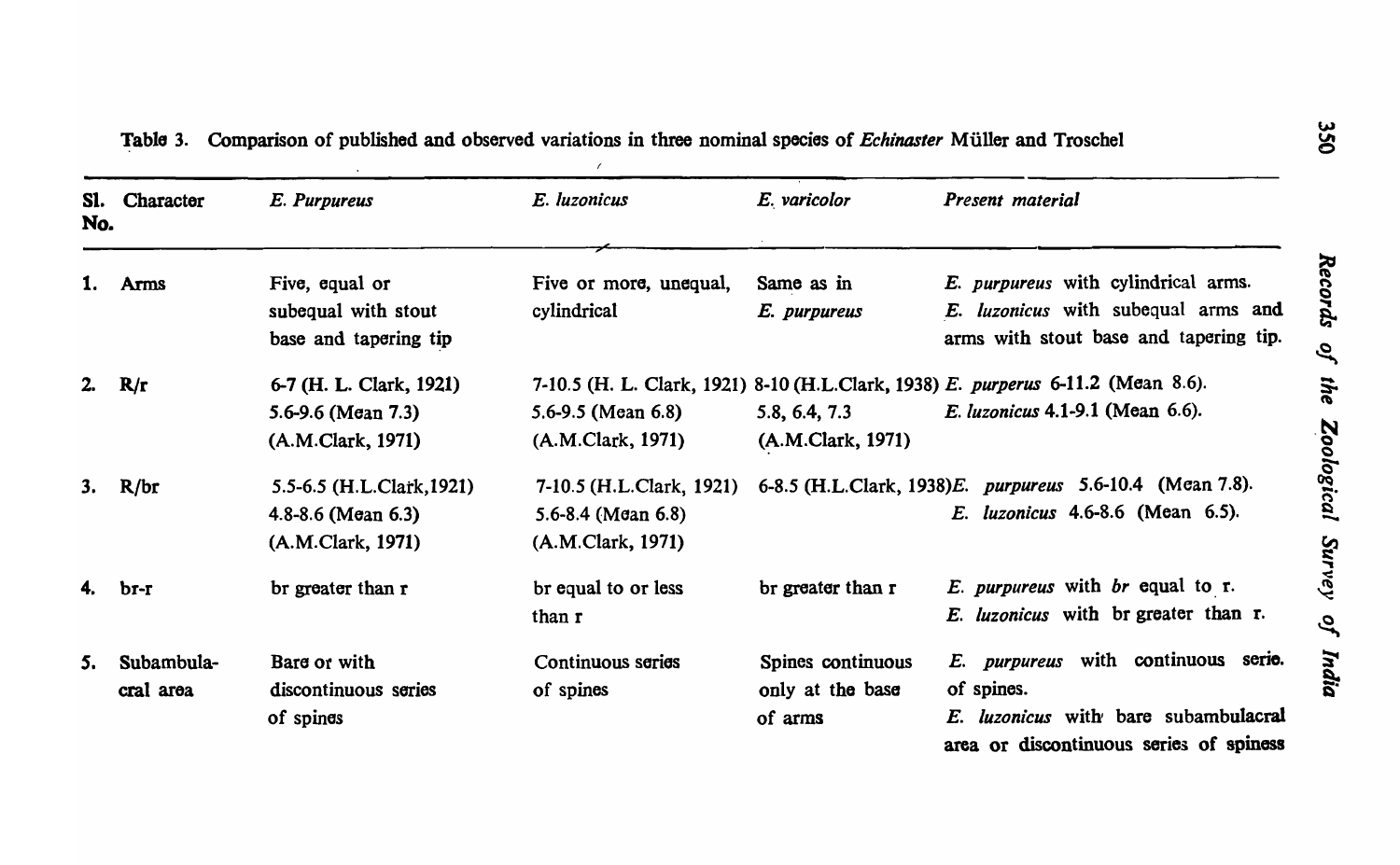Table 3. Comparison of published and observed variations in three nominal species of *Echinaster* Müller and Troschel

| Sl. No. | Character | *E. Purpureus* | *E. luzonicus* | *E. varicolor* | *Present material* |
|---|---|---|---|---|---|
| 1. | Arms | Five, equal or subequal with stout base and tapering tip | Five or more, unequal, cylindrical | Same as in *E. purpureus* | *E. purpureus* with cylindrical arms. *E. luzonicus* with subequal arms and arms with stout base and tapering tip. |
| 2. | R/r | 6-7 (H. L. Clark, 1921) 5.6-9.6 (Mean 7.3) (A.M.Clark, 1971) | 7-10.5 (H. L. Clark, 1921) 5.6-9.5 (Mean 6.8) (A.M.Clark, 1971) | 8-10 (H.L.Clark, 1938) 5.8, 6.4, 7.3 (A.M.Clark, 1971) | *E. purperus* 6-11.2 (Mean 8.6). *E. luzonicus* 4.1-9.1 (Mean 6.6). |
| 3. | R/br | 5.5-6.5 (H.L.Clark,1921) 4.8-8.6 (Mean 6.3) (A.M.Clark, 1971) | 7-10.5 (H.L.Clark, 1921) 5.6-8.4 (Mean 6.8) (A.M.Clark, 1971) | 6-8.5 (H.L.Clark, 1938) | *E. purpureus* 5.6-10.4 (Mean 7.8). *E. luzonicus* 4.6-8.6 (Mean 6.5). |
| 4. | br-r | br greater than r | br equal to or less than r | br greater than r | *E. purpureus* with *br* equal to r. *E. luzonicus* with br greater than r. |
| 5. | Subambulacral area | Bare or with discontinuous series of spines | Continuous series of spines | Spines continuous only at the base of arms | *E. purpureus* with continuous serie. of spines. *E. luzonicus* with bare subambulacral area or discontinuous series of spiness |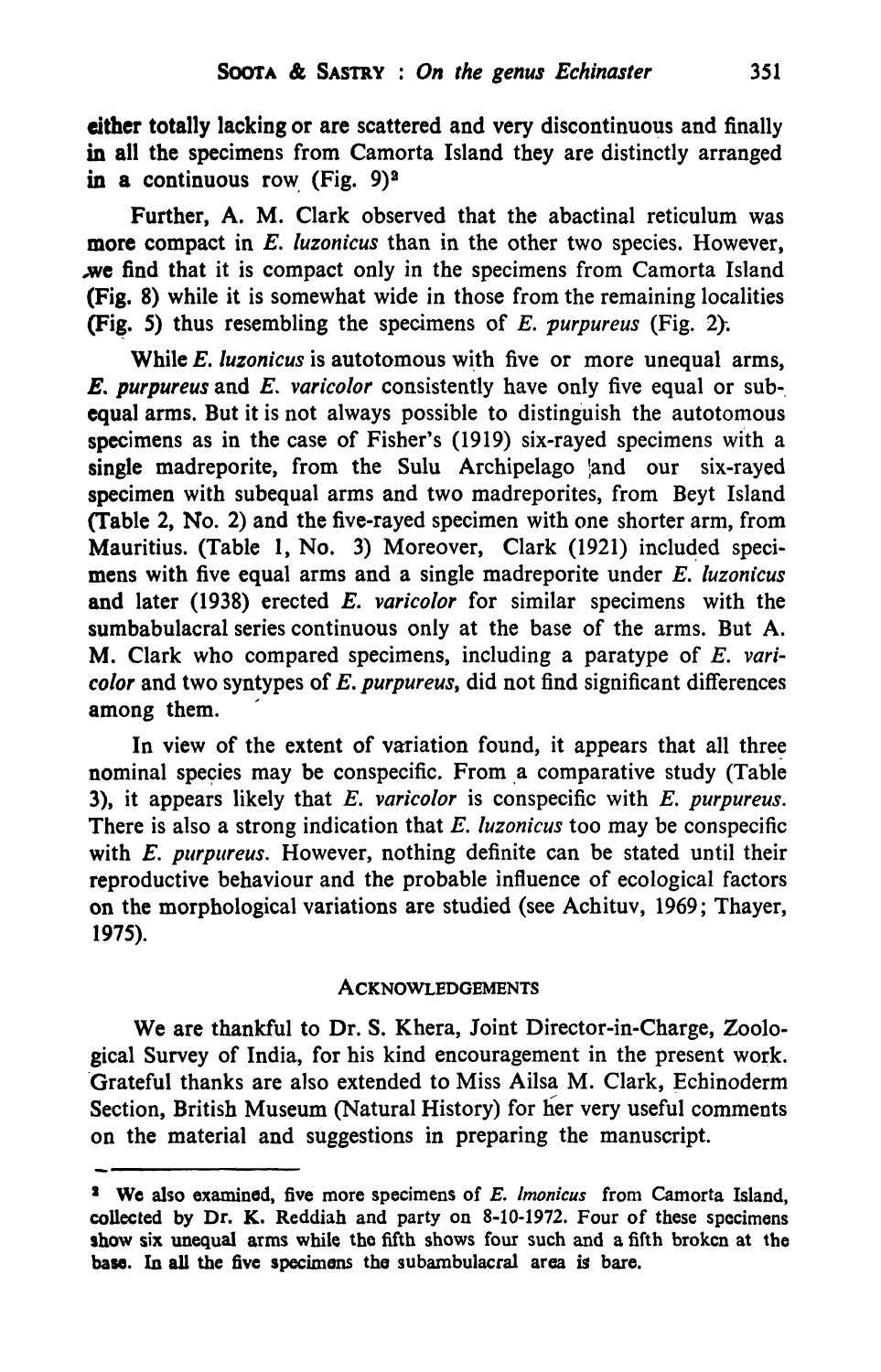either totally lacking or are scattered and very discontinuous and finally in all the specimens from Camorta Island they are distinctly arranged in a continuous row (Fig. 9)[2]

Further, A. M. Clark observed that the abactinal reticulum was more compact in *E. luzonicus* than in the other two species. However, we find that it is compact only in the specimens from Camorta Island (Fig. 8) while it is somewhat wide in those from the remaining localities (Fig. 5) thus resembling the specimens of *E. purpureus* (Fig. 2).

While *E. luzonicus* is autotomous with five or more unequal arms, *E. purpureus* and *E. varicolor* consistently have only five equal or subequal arms. But it is not always possible to distinguish the autotomous specimens as in the case of Fisher's (1919) six-rayed specimens with a single madreporite, from the Sulu Archipelago and our six-rayed specimen with subequal arms and two madreporites, from Beyt Island (Table 2, No. 2) and the five-rayed specimen with one shorter arm, from Mauritius. (Table 1, No. 3) Moreover, Clark (1921) included specimens with five equal arms and a single madreporite under *E. luzonicus* and later (1938) erected *E. varicolor* for similar specimens with the sumbabulacral series continuous only at the base of the arms. But A. M. Clark who compared specimens, including a paratype of *E. varicolor* and two syntypes of *E. purpureus*, did not find significant differences among them.

In view of the extent of variation found, it appears that all three nominal species may be conspecific. From a comparative study (Table 3), it appears likely that *E. varicolor* is conspecific with *E. purpureus*. There is also a strong indication that *E. luzonicus* too may be conspecific with *E. purpureus*. However, nothing definite can be stated until their reproductive behaviour and the probable influence of ecological factors on the morphological variations are studied (see Achituv, 1969; Thayer, 1975).

## ACKNOWLEDGEMENTS

We are thankful to Dr. S. Khera, Joint Director-in-Charge, Zoological Survey of India, for his kind encouragement in the present work. Grateful thanks are also extended to Miss Ailsa M. Clark, Echinoderm Section, British Museum (Natural History) for her very useful comments on the material and suggestions in preparing the manuscript.

---

[2] We also examined, five more specimens of *E. lmonicus* from Camorta Island, collected by Dr. K. Reddiah and party on 8-10-1972. Four of these specimens show six unequal arms while the fifth shows four such and a fifth broken at the base. In all the five specimens the subambulacral area is bare.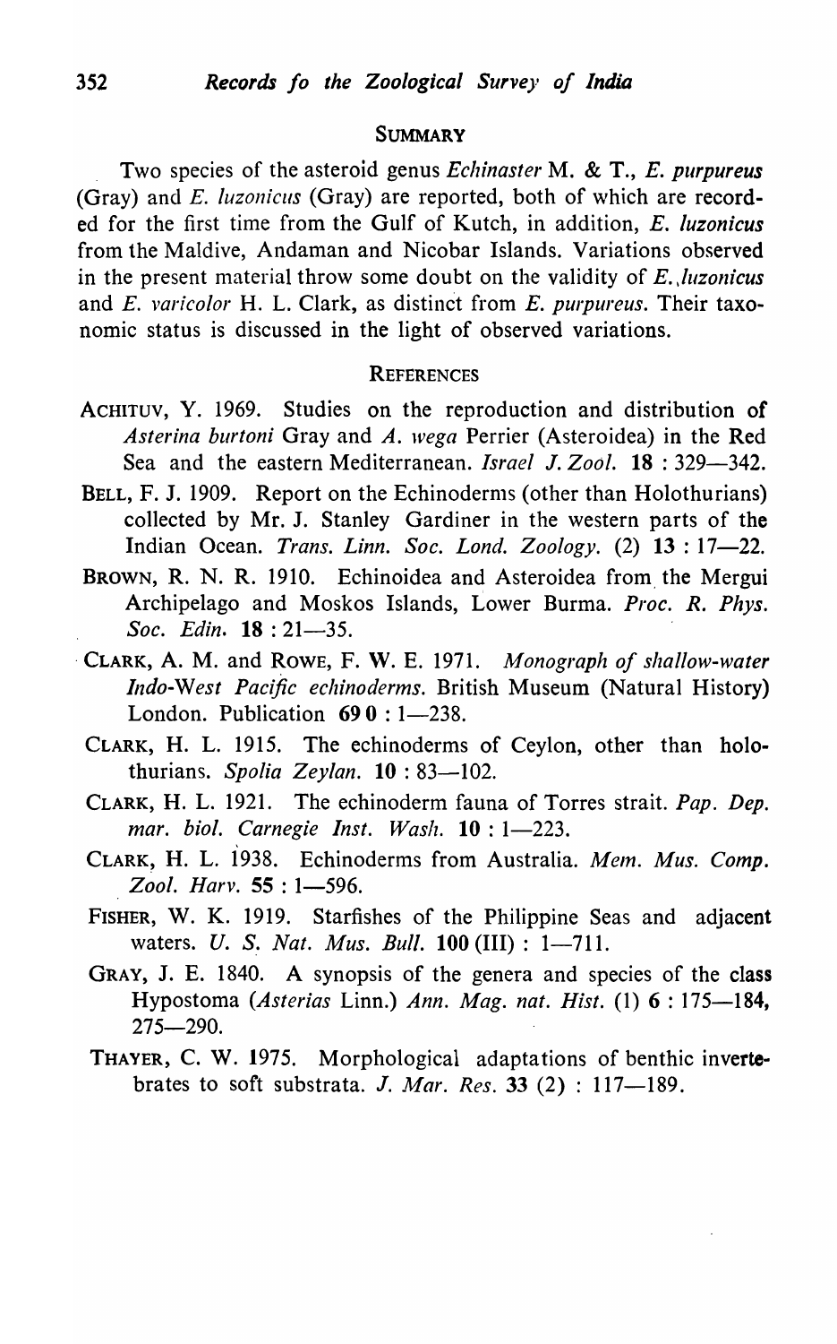## SUMMARY

Two species of the asteroid genus *Echinaster* M. & T., *E. purpureus* (Gray) and *E. luzonicus* (Gray) are reported, both of which are recorded for the first time from the Gulf of Kutch, in addition, *E. luzonicus* from the Maldive, Andaman and Nicobar Islands. Variations observed in the present material throw some doubt on the validity of *E. luzonicus* and *E. varicolor* H. L. Clark, as distinct from *E. purpureus*. Their taxonomic status is discussed in the light of observed variations.

## REFERENCES

ACHITUV, Y. 1969. Studies on the reproduction and distribution of *Asterina burtoni* Gray and *A. wega* Perrier (Asteroidea) in the Red Sea and the eastern Mediterranean. *Israel J. Zool.* **18** : 329—342.

BELL, F. J. 1909. Report on the Echinoderms (other than Holothurians) collected by Mr. J. Stanley Gardiner in the western parts of the Indian Ocean. *Trans. Linn. Soc. Lond. Zoology.* (2) **13** : 17—22.

BROWN, R. N. R. 1910. Echinoidea and Asteroidea from the Mergui Archipelago and Moskos Islands, Lower Burma. *Proc. R. Phys. Soc. Edin.* **18** : 21—35.

CLARK, A. M. and ROWE, F. W. E. 1971. *Monograph of shallow-water Indo-West Pacific echinoderms.* British Museum (Natural History) London. Publication **69 0** : 1—238.

CLARK, H. L. 1915. The echinoderms of Ceylon, other than holothurians. *Spolia Zeylan.* **10** : 83—102.

CLARK, H. L. 1921. The echinoderm fauna of Torres strait. *Pap. Dep. mar. biol. Carnegie Inst. Wash.* **10** : 1—223.

CLARK, H. L. 1938. Echinoderms from Australia. *Mem. Mus. Comp. Zool. Harv.* **55** : 1—596.

FISHER, W. K. 1919. Starfishes of the Philippine Seas and adjacent waters. *U. S. Nat. Mus. Bull.* **100** (III) : 1—711.

GRAY, J. E. 1840. A synopsis of the genera and species of the class Hypostoma (*Asterias* Linn.) *Ann. Mag. nat. Hist.* (1) **6** : 175—184, 275—290.

THAYER, C. W. 1975. Morphological adaptations of benthic invertebrates to soft substrata. *J. Mar. Res.* **33** (2) : 117—189.